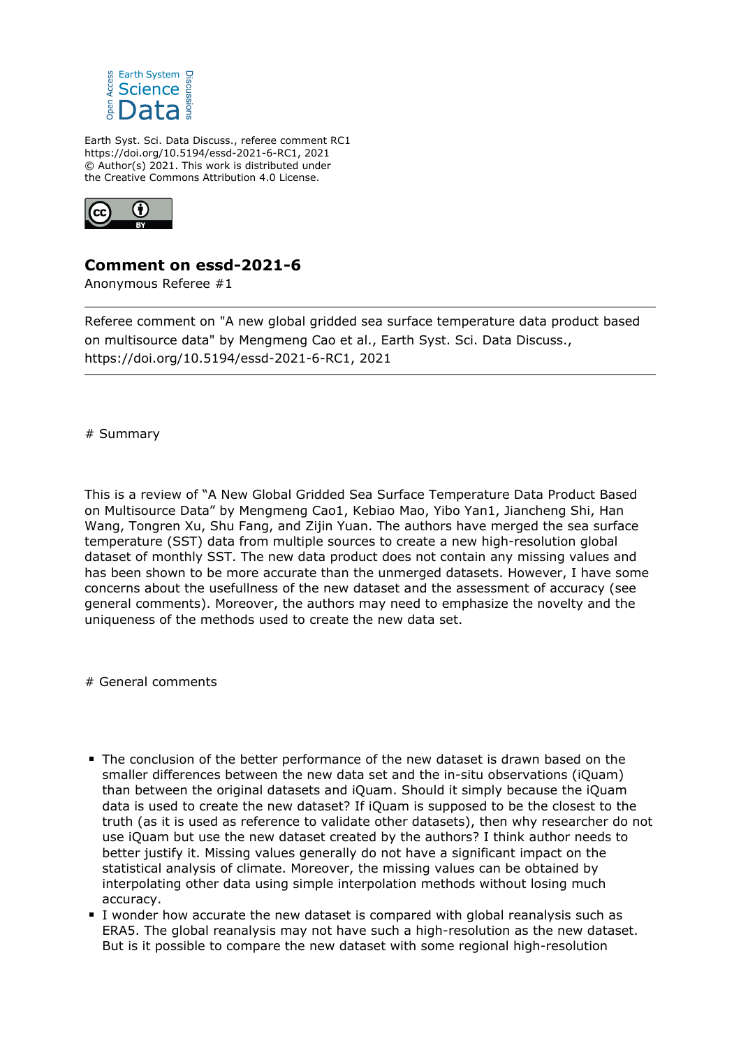Earth Syst. Sci. Data Discuss., referee comment RC1
https://doi.org/10.5194/essd-2021-6-RC1, 2021
© Author(s) 2021. This work is distributed under
the Creative Commons Attribution 4.0 License.

## Comment on essd-2021-6

Anonymous Referee #1

---

Referee comment on "A new global gridded sea surface temperature data product based on multisource data" by Mengmeng Cao et al., Earth Syst. Sci. Data Discuss., https://doi.org/10.5194/essd-2021-6-RC1, 2021

---

# Summary

This is a review of "A New Global Gridded Sea Surface Temperature Data Product Based on Multisource Data" by Mengmeng Cao1, Kebiao Mao, Yibo Yan1, Jiancheng Shi, Han Wang, Tongren Xu, Shu Fang, and Zijin Yuan. The authors have merged the sea surface temperature (SST) data from multiple sources to create a new high-resolution global dataset of monthly SST. The new data product does not contain any missing values and has been shown to be more accurate than the unmerged datasets. However, I have some concerns about the usefullness of the new dataset and the assessment of accuracy (see general comments). Moreover, the authors may need to emphasize the novelty and the uniqueness of the methods used to create the new data set.

# General comments

- The conclusion of the better performance of the new dataset is drawn based on the smaller differences between the new data set and the in-situ observations (iQuam) than between the original datasets and iQuam. Should it simply because the iQuam data is used to create the new dataset? If iQuam is supposed to be the closest to the truth (as it is used as reference to validate other datasets), then why researcher do not use iQuam but use the new dataset created by the authors? I think author needs to better justify it. Missing values generally do not have a significant impact on the statistical analysis of climate. Moreover, the missing values can be obtained by interpolating other data using simple interpolation methods without losing much accuracy.
- I wonder how accurate the new dataset is compared with global reanalysis such as ERA5. The global reanalysis may not have such a high-resolution as the new dataset. But is it possible to compare the new dataset with some regional high-resolution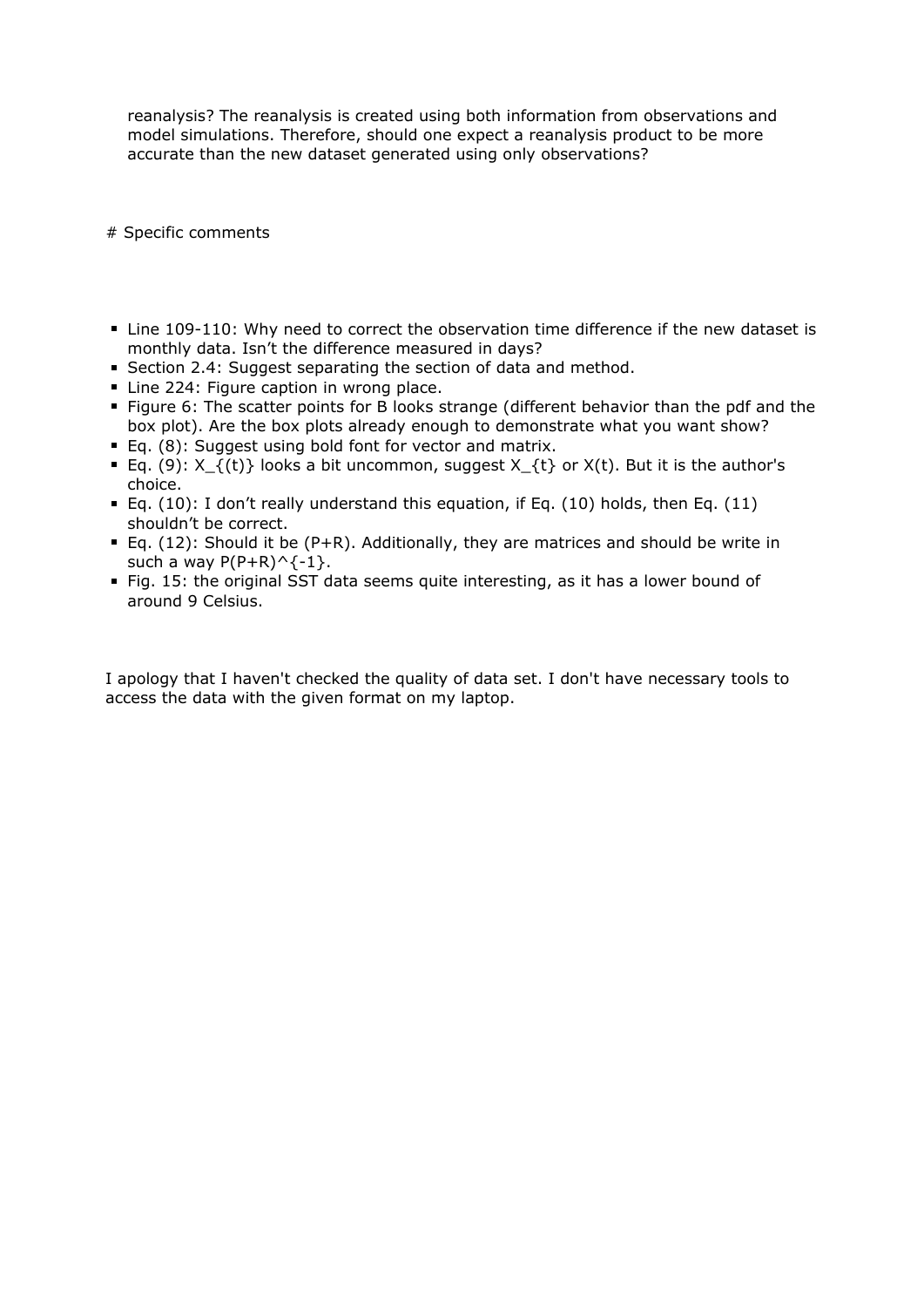reanalysis? The reanalysis is created using both information from observations and model simulations. Therefore, should one expect a reanalysis product to be more accurate than the new dataset generated using only observations?

# Specific comments

- Line 109-110: Why need to correct the observation time difference if the new dataset is monthly data. Isn't the difference measured in days?
- Section 2.4: Suggest separating the section of data and method.
- Line 224: Figure caption in wrong place.
- Figure 6: The scatter points for B looks strange (different behavior than the pdf and the box plot). Are the box plots already enough to demonstrate what you want show?
- Eq. (8): Suggest using bold font for vector and matrix.
- Eq. (9): X_{(t)} looks a bit uncommon, suggest X_{t} or X(t). But it is the author's choice.
- Eq. (10): I don't really understand this equation, if Eq. (10) holds, then Eq. (11) shouldn't be correct.
- Eq. (12): Should it be (P+R). Additionally, they are matrices and should be write in such a way P(P+R)^{-1}.
- Fig. 15: the original SST data seems quite interesting, as it has a lower bound of around 9 Celsius.

I apology that I haven't checked the quality of data set. I don't have necessary tools to access the data with the given format on my laptop.